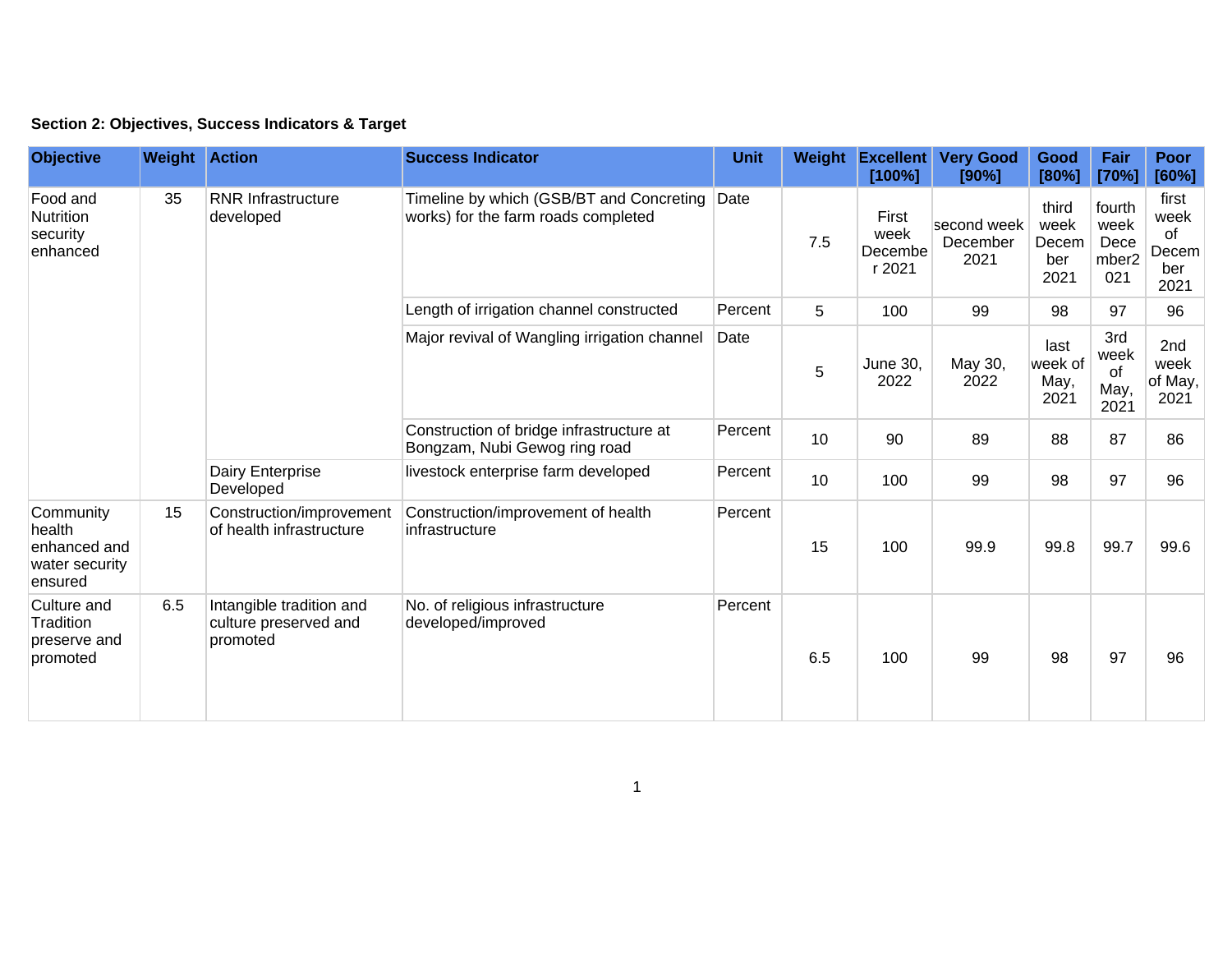**Section 2: Objectives, Success Indicators & Target**

| Objective | Weight | Action | Success Indicator | Unit | Weight | Excellent [100%] | Very Good [90%] | Good [80%] | Fair [70%] | Poor [60%] |
|---|---|---|---|---|---|---|---|---|---|---|
| Food and Nutrition security enhanced | 35 | RNR Infrastructure developed | Timeline by which (GSB/BT and Concreting works) for the farm roads completed | Date | 7.5 | First week December 2021 | second week December 2021 | third week December 2021 | fourth week December2021 | first week of December 2021 |
| | | | Length of irrigation channel constructed | Percent | 5 | 100 | 99 | 98 | 97 | 96 |
| | | | Major revival of Wangling irrigation channel | Date | 5 | June 30, 2022 | May 30, 2022 | last week of May, 2021 | 3rd week of May, 2021 | 2nd week of May, 2021 |
| | | | Construction of bridge infrastructure at Bongzam, Nubi Gewog ring road | Percent | 10 | 90 | 89 | 88 | 87 | 86 |
| | | Dairy Enterprise Developed | livestock enterprise farm developed | Percent | 10 | 100 | 99 | 98 | 97 | 96 |
| Community health enhanced and water security ensured | 15 | Construction/improvement of health infrastructure | Construction/improvement of health infrastructure | Percent | 15 | 100 | 99.9 | 99.8 | 99.7 | 99.6 |
| Culture and Tradition preserve and promoted | 6.5 | Intangible tradition and culture preserved and promoted | No. of religious infrastructure developed/improved | Percent | 6.5 | 100 | 99 | 98 | 97 | 96 |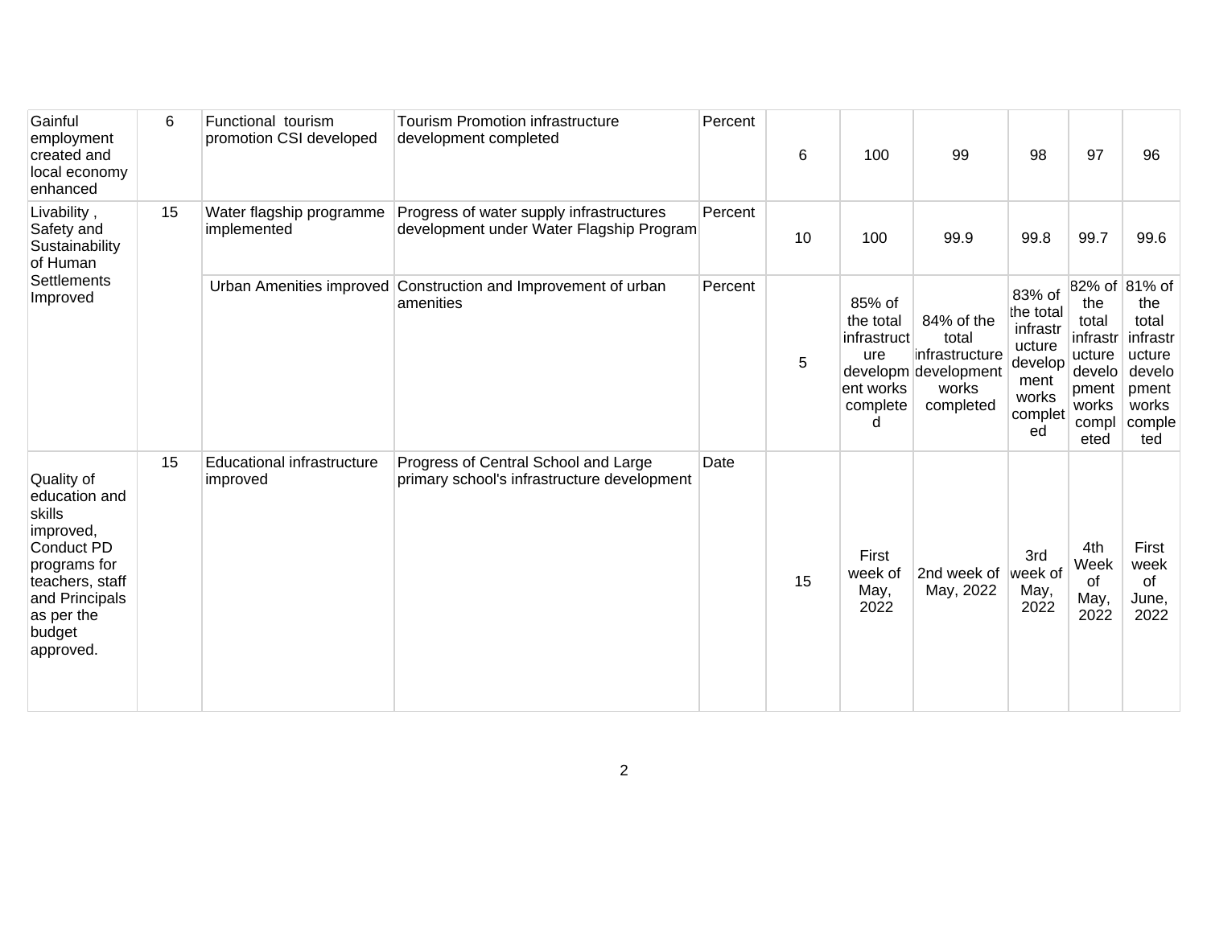| Gainful employment created and local economy enhanced | 6 | Functional tourism promotion CSI developed | Tourism Promotion infrastructure development completed | Percent | 6 | 100 | 99 | 98 | 97 | 96 |
|---|---|---|---|---|---|---|---|---|---|---|
| Livability , Safety and Sustainability of Human Settlements Improved | 15 | Water flagship programme implemented | Progress of water supply infrastructures development under Water Flagship Program | Percent | 10 | 100 | 99.9 | 99.8 | 99.7 | 99.6 |
| | | Urban Amenities improved | Construction and Improvement of urban amenities | Percent | 5 | 85% of the total infrastructure development works completed | 84% of the total infrastructure development works completed | 83% of the total infrastructure development works completed | 82% of the total infrastructure development works completed | 81% of the total infrastructure development works completed |
| Quality of education and skills improved, Conduct PD programs for teachers, staff and Principals as per the budget approved. | 15 | Educational infrastructure improved | Progress of Central School and Large primary school's infrastructure development | Date | 15 | First week of May, 2022 | 2nd week of May, 2022 | 3rd week of May, 2022 | 4th Week of May, 2022 | First week of June, 2022 |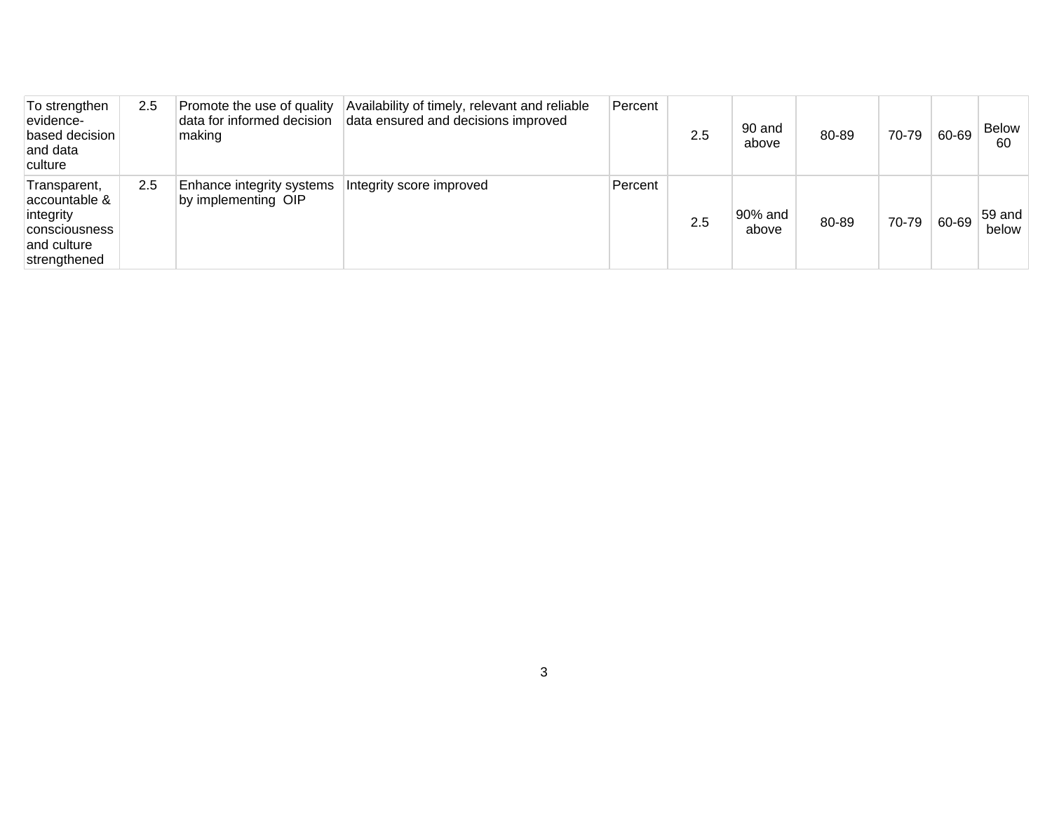| | | | | | | | | | | |
|---|---|---|---|---|---|---|---|---|---|---|
| To strengthen evidence-based decision and data culture | 2.5 | Promote the use of quality data for informed decision making | Availability of timely, relevant and reliable data ensured and decisions improved | Percent | 2.5 | 90 and above | 80-89 | 70-79 | 60-69 | Below 60 |
| Transparent, accountable & integrity consciousness and culture strengthened | 2.5 | Enhance integrity systems by implementing OIP | Integrity score improved | Percent | 2.5 | 90% and above | 80-89 | 70-79 | 60-69 | 59 and below |